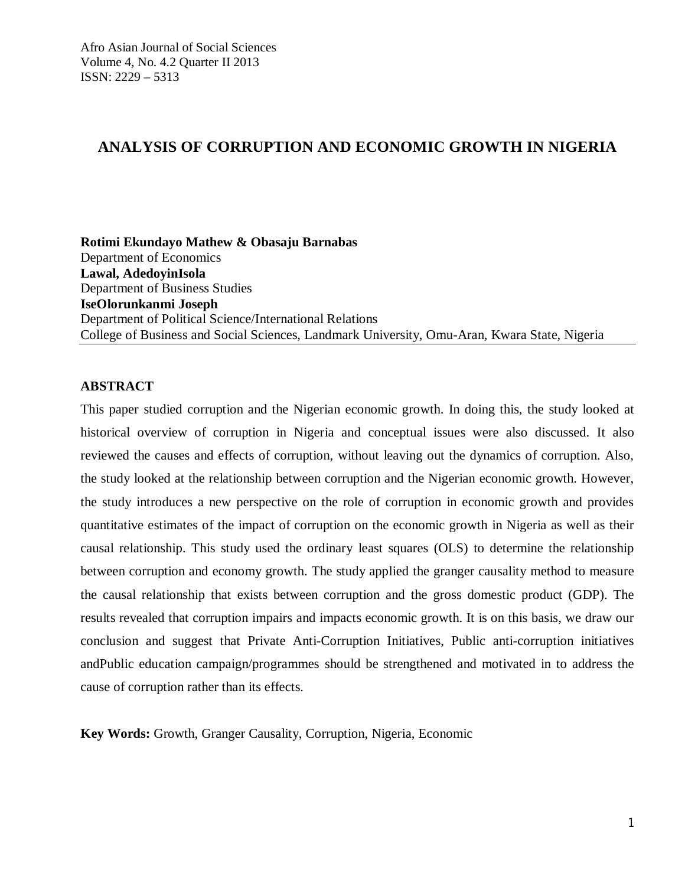# ANALYSIS OF CORRUPTION AND ECONOMIC GROWTH IN NIGERIA

**Rotimi Ekundayo Mathew & Obasaju Barnabas**
Department of Economics
**Lawal, AdedoyinIsola**
Department of Business Studies
**IseOlorunkanmi Joseph**
Department of Political Science/International Relations
College of Business and Social Sciences, Landmark University, Omu-Aran, Kwara State, Nigeria

## ABSTRACT

This paper studied corruption and the Nigerian economic growth. In doing this, the study looked at historical overview of corruption in Nigeria and conceptual issues were also discussed. It also reviewed the causes and effects of corruption, without leaving out the dynamics of corruption. Also, the study looked at the relationship between corruption and the Nigerian economic growth. However, the study introduces a new perspective on the role of corruption in economic growth and provides quantitative estimates of the impact of corruption on the economic growth in Nigeria as well as their causal relationship. This study used the ordinary least squares (OLS) to determine the relationship between corruption and economy growth. The study applied the granger causality method to measure the causal relationship that exists between corruption and the gross domestic product (GDP). The results revealed that corruption impairs and impacts economic growth. It is on this basis, we draw our conclusion and suggest that Private Anti-Corruption Initiatives, Public anti-corruption initiatives andPublic education campaign/programmes should be strengthened and motivated in to address the cause of corruption rather than its effects.

**Key Words:** Growth, Granger Causality, Corruption, Nigeria, Economic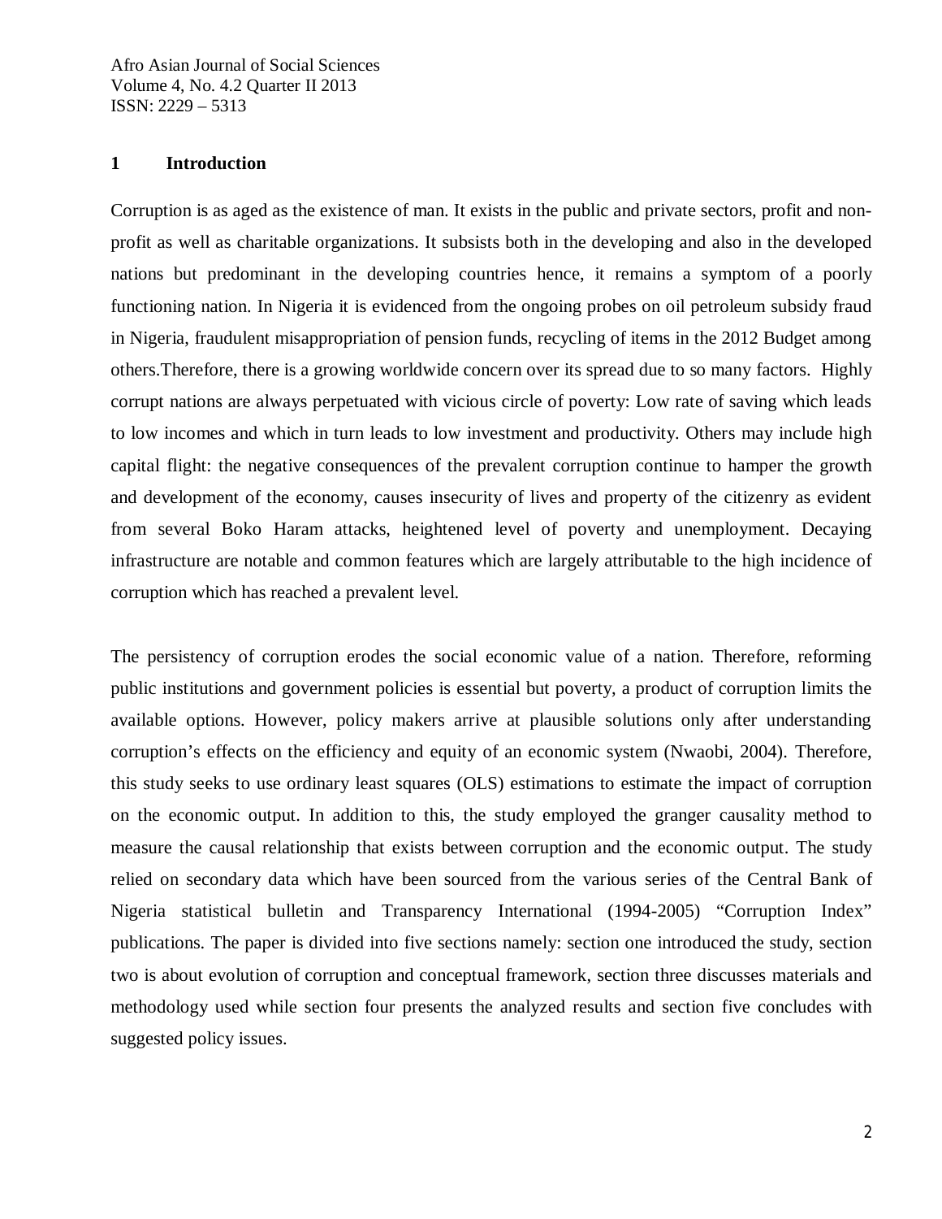## 1 Introduction

Corruption is as aged as the existence of man. It exists in the public and private sectors, profit and non-profit as well as charitable organizations. It subsists both in the developing and also in the developed nations but predominant in the developing countries hence, it remains a symptom of a poorly functioning nation. In Nigeria it is evidenced from the ongoing probes on oil petroleum subsidy fraud in Nigeria, fraudulent misappropriation of pension funds, recycling of items in the 2012 Budget among others.Therefore, there is a growing worldwide concern over its spread due to so many factors. Highly corrupt nations are always perpetuated with vicious circle of poverty: Low rate of saving which leads to low incomes and which in turn leads to low investment and productivity. Others may include high capital flight: the negative consequences of the prevalent corruption continue to hamper the growth and development of the economy, causes insecurity of lives and property of the citizenry as evident from several Boko Haram attacks, heightened level of poverty and unemployment. Decaying infrastructure are notable and common features which are largely attributable to the high incidence of corruption which has reached a prevalent level.

The persistency of corruption erodes the social economic value of a nation. Therefore, reforming public institutions and government policies is essential but poverty, a product of corruption limits the available options. However, policy makers arrive at plausible solutions only after understanding corruption's effects on the efficiency and equity of an economic system (Nwaobi, 2004). Therefore, this study seeks to use ordinary least squares (OLS) estimations to estimate the impact of corruption on the economic output. In addition to this, the study employed the granger causality method to measure the causal relationship that exists between corruption and the economic output. The study relied on secondary data which have been sourced from the various series of the Central Bank of Nigeria statistical bulletin and Transparency International (1994-2005) "Corruption Index" publications. The paper is divided into five sections namely: section one introduced the study, section two is about evolution of corruption and conceptual framework, section three discusses materials and methodology used while section four presents the analyzed results and section five concludes with suggested policy issues.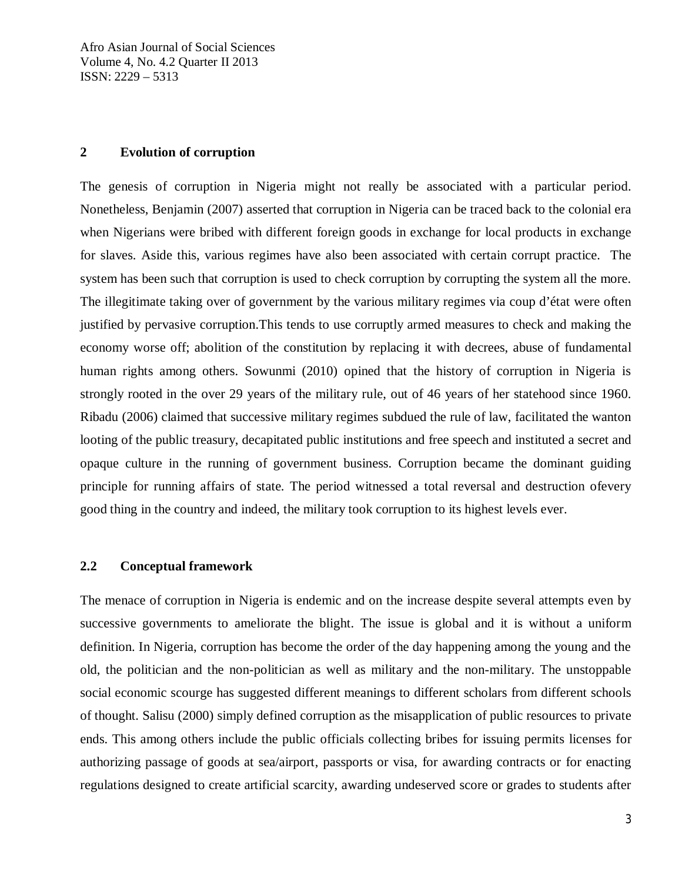## 2 Evolution of corruption

The genesis of corruption in Nigeria might not really be associated with a particular period. Nonetheless, Benjamin (2007) asserted that corruption in Nigeria can be traced back to the colonial era when Nigerians were bribed with different foreign goods in exchange for local products in exchange for slaves. Aside this, various regimes have also been associated with certain corrupt practice. The system has been such that corruption is used to check corruption by corrupting the system all the more. The illegitimate taking over of government by the various military regimes via coup d'état were often justified by pervasive corruption.This tends to use corruptly armed measures to check and making the economy worse off; abolition of the constitution by replacing it with decrees, abuse of fundamental human rights among others. Sowunmi (2010) opined that the history of corruption in Nigeria is strongly rooted in the over 29 years of the military rule, out of 46 years of her statehood since 1960. Ribadu (2006) claimed that successive military regimes subdued the rule of law, facilitated the wanton looting of the public treasury, decapitated public institutions and free speech and instituted a secret and opaque culture in the running of government business. Corruption became the dominant guiding principle for running affairs of state. The period witnessed a total reversal and destruction ofevery good thing in the country and indeed, the military took corruption to its highest levels ever.

## 2.2 Conceptual framework

The menace of corruption in Nigeria is endemic and on the increase despite several attempts even by successive governments to ameliorate the blight. The issue is global and it is without a uniform definition. In Nigeria, corruption has become the order of the day happening among the young and the old, the politician and the non-politician as well as military and the non-military. The unstoppable social economic scourge has suggested different meanings to different scholars from different schools of thought. Salisu (2000) simply defined corruption as the misapplication of public resources to private ends. This among others include the public officials collecting bribes for issuing permits licenses for authorizing passage of goods at sea/airport, passports or visa, for awarding contracts or for enacting regulations designed to create artificial scarcity, awarding undeserved score or grades to students after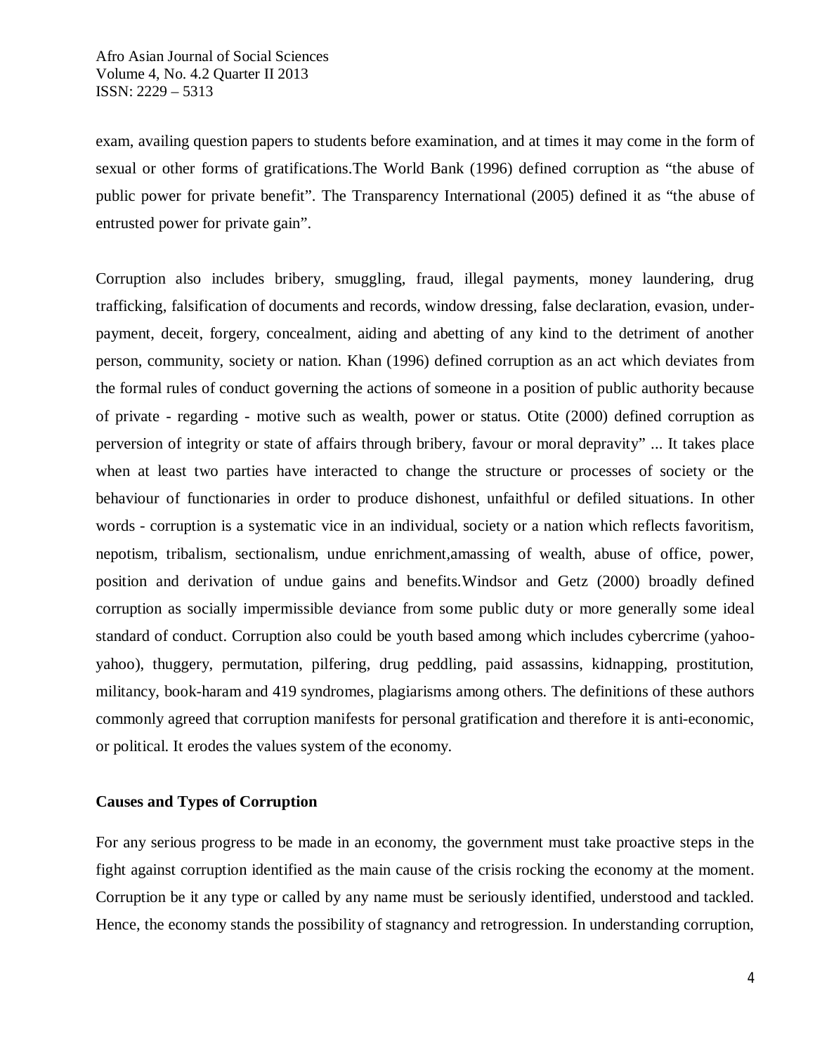exam, availing question papers to students before examination, and at times it may come in the form of sexual or other forms of gratifications.The World Bank (1996) defined corruption as "the abuse of public power for private benefit". The Transparency International (2005) defined it as "the abuse of entrusted power for private gain".

Corruption also includes bribery, smuggling, fraud, illegal payments, money laundering, drug trafficking, falsification of documents and records, window dressing, false declaration, evasion, under-payment, deceit, forgery, concealment, aiding and abetting of any kind to the detriment of another person, community, society or nation. Khan (1996) defined corruption as an act which deviates from the formal rules of conduct governing the actions of someone in a position of public authority because of private - regarding - motive such as wealth, power or status. Otite (2000) defined corruption as perversion of integrity or state of affairs through bribery, favour or moral depravity" ... It takes place when at least two parties have interacted to change the structure or processes of society or the behaviour of functionaries in order to produce dishonest, unfaithful or defiled situations. In other words - corruption is a systematic vice in an individual, society or a nation which reflects favoritism, nepotism, tribalism, sectionalism, undue enrichment,amassing of wealth, abuse of office, power, position and derivation of undue gains and benefits.Windsor and Getz (2000) broadly defined corruption as socially impermissible deviance from some public duty or more generally some ideal standard of conduct. Corruption also could be youth based among which includes cybercrime (yahoo-yahoo), thuggery, permutation, pilfering, drug peddling, paid assassins, kidnapping, prostitution, militancy, book-haram and 419 syndromes, plagiarisms among others. The definitions of these authors commonly agreed that corruption manifests for personal gratification and therefore it is anti-economic, or political. It erodes the values system of the economy.

**Causes and Types of Corruption**

For any serious progress to be made in an economy, the government must take proactive steps in the fight against corruption identified as the main cause of the crisis rocking the economy at the moment. Corruption be it any type or called by any name must be seriously identified, understood and tackled. Hence, the economy stands the possibility of stagnancy and retrogression. In understanding corruption,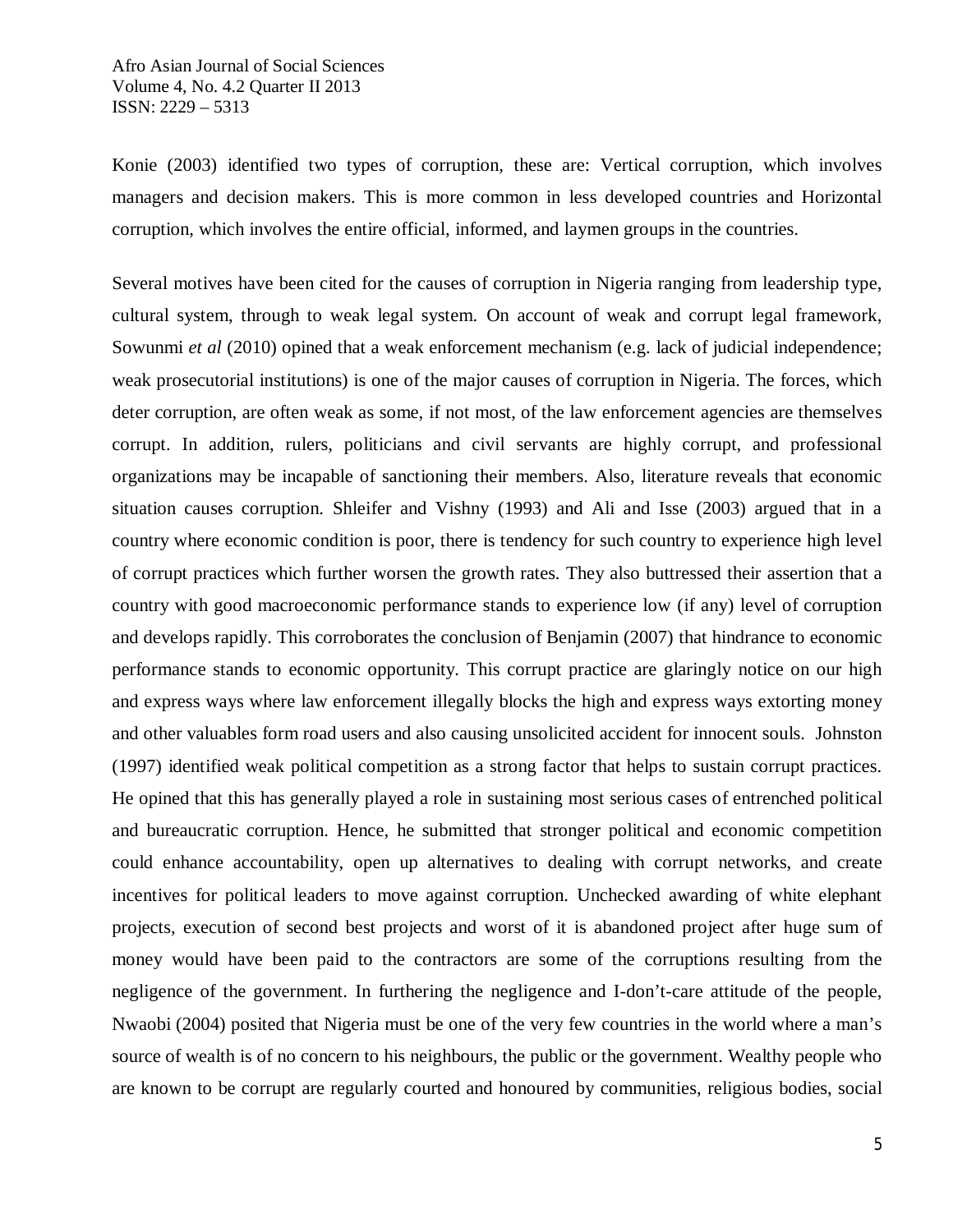Konie (2003) identified two types of corruption, these are: Vertical corruption, which involves managers and decision makers. This is more common in less developed countries and Horizontal corruption, which involves the entire official, informed, and laymen groups in the countries.

Several motives have been cited for the causes of corruption in Nigeria ranging from leadership type, cultural system, through to weak legal system. On account of weak and corrupt legal framework, Sowunmi *et al* (2010) opined that a weak enforcement mechanism (e.g. lack of judicial independence; weak prosecutorial institutions) is one of the major causes of corruption in Nigeria. The forces, which deter corruption, are often weak as some, if not most, of the law enforcement agencies are themselves corrupt. In addition, rulers, politicians and civil servants are highly corrupt, and professional organizations may be incapable of sanctioning their members. Also, literature reveals that economic situation causes corruption. Shleifer and Vishny (1993) and Ali and Isse (2003) argued that in a country where economic condition is poor, there is tendency for such country to experience high level of corrupt practices which further worsen the growth rates. They also buttressed their assertion that a country with good macroeconomic performance stands to experience low (if any) level of corruption and develops rapidly. This corroborates the conclusion of Benjamin (2007) that hindrance to economic performance stands to economic opportunity. This corrupt practice are glaringly notice on our high and express ways where law enforcement illegally blocks the high and express ways extorting money and other valuables form road users and also causing unsolicited accident for innocent souls. Johnston (1997) identified weak political competition as a strong factor that helps to sustain corrupt practices. He opined that this has generally played a role in sustaining most serious cases of entrenched political and bureaucratic corruption. Hence, he submitted that stronger political and economic competition could enhance accountability, open up alternatives to dealing with corrupt networks, and create incentives for political leaders to move against corruption. Unchecked awarding of white elephant projects, execution of second best projects and worst of it is abandoned project after huge sum of money would have been paid to the contractors are some of the corruptions resulting from the negligence of the government. In furthering the negligence and I-don't-care attitude of the people, Nwaobi (2004) posited that Nigeria must be one of the very few countries in the world where a man's source of wealth is of no concern to his neighbours, the public or the government. Wealthy people who are known to be corrupt are regularly courted and honoured by communities, religious bodies, social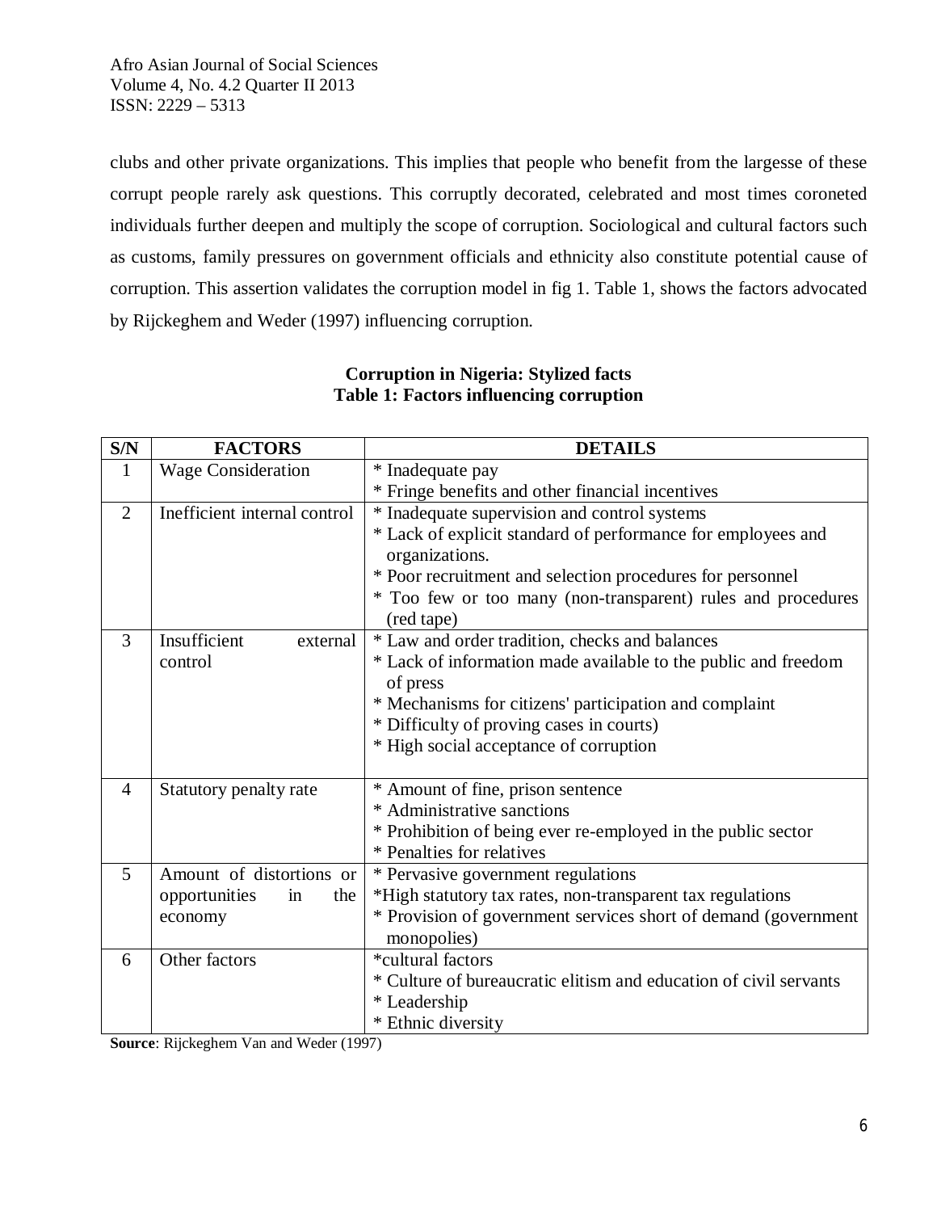clubs and other private organizations. This implies that people who benefit from the largesse of these corrupt people rarely ask questions. This corruptly decorated, celebrated and most times coroneted individuals further deepen and multiply the scope of corruption. Sociological and cultural factors such as customs, family pressures on government officials and ethnicity also constitute potential cause of corruption. This assertion validates the corruption model in fig 1. Table 1, shows the factors advocated by Rijckeghem and Weder (1997) influencing corruption.

**Corruption in Nigeria: Stylized facts**
**Table 1: Factors influencing corruption**

| S/N | FACTORS | DETAILS |
|---|---|---|
| 1 | Wage Consideration | * Inadequate pay<br>* Fringe benefits and other financial incentives |
| 2 | Inefficient internal control | * Inadequate supervision and control systems<br>* Lack of explicit standard of performance for employees and organizations.<br>* Poor recruitment and selection procedures for personnel<br>* Too few or too many (non-transparent) rules and procedures (red tape) |
| 3 | Insufficient external control | * Law and order tradition, checks and balances<br>* Lack of information made available to the public and freedom of press<br>* Mechanisms for citizens' participation and complaint<br>* Difficulty of proving cases in courts)<br>* High social acceptance of corruption |
| 4 | Statutory penalty rate | * Amount of fine, prison sentence<br>* Administrative sanctions<br>* Prohibition of being ever re-employed in the public sector<br>* Penalties for relatives |
| 5 | Amount of distortions or opportunities in the economy | * Pervasive government regulations<br>*High statutory tax rates, non-transparent tax regulations<br>* Provision of government services short of demand (government monopolies) |
| 6 | Other factors | *cultural factors<br>* Culture of bureaucratic elitism and education of civil servants<br>* Leadership<br>* Ethnic diversity |

**Source**: Rijckeghem Van and Weder (1997)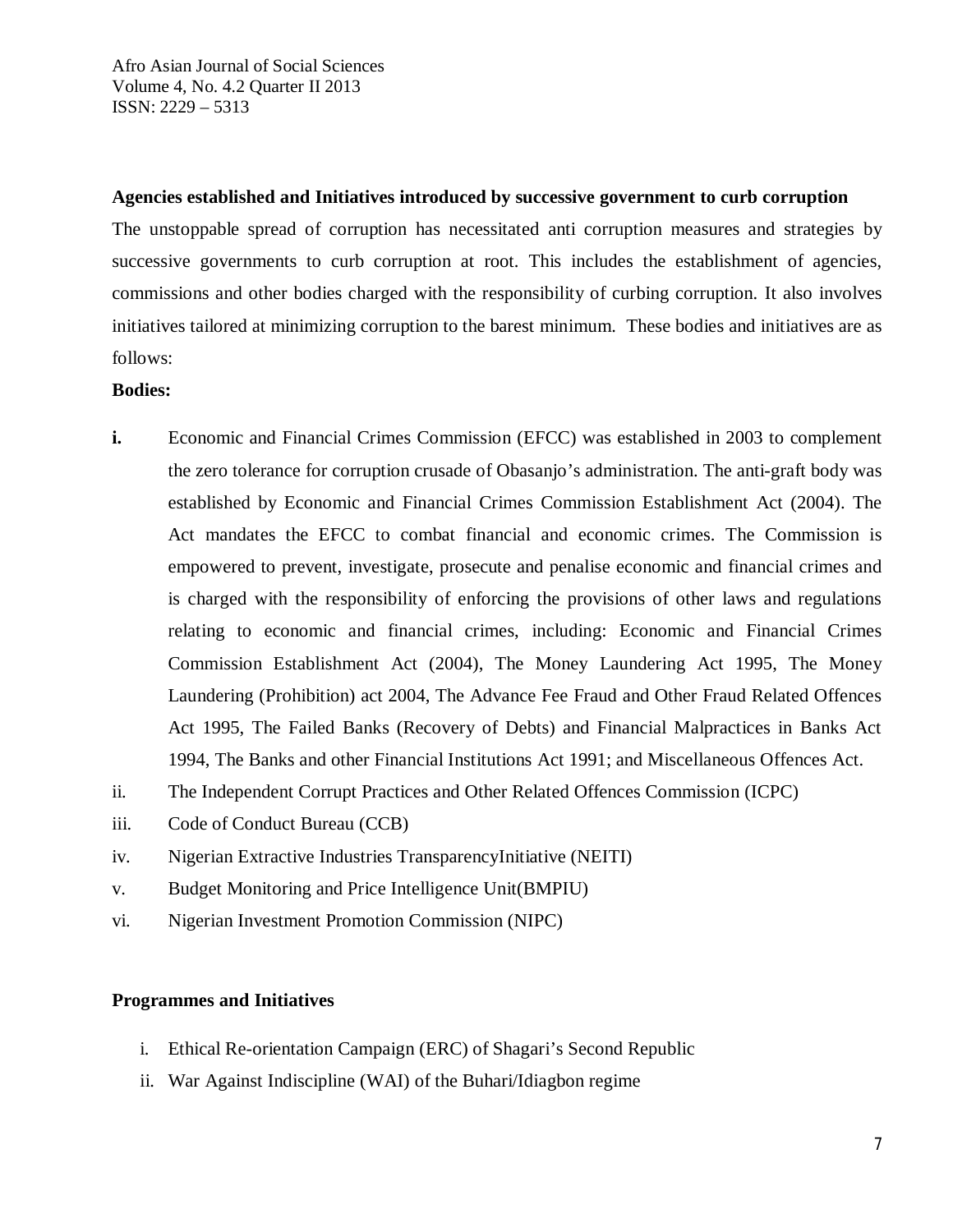**Agencies established and Initiatives introduced by successive government to curb corruption**

The unstoppable spread of corruption has necessitated anti corruption measures and strategies by successive governments to curb corruption at root. This includes the establishment of agencies, commissions and other bodies charged with the responsibility of curbing corruption. It also involves initiatives tailored at minimizing corruption to the barest minimum. These bodies and initiatives are as follows:

**Bodies:**

**i.** Economic and Financial Crimes Commission (EFCC) was established in 2003 to complement the zero tolerance for corruption crusade of Obasanjo's administration. The anti-graft body was established by Economic and Financial Crimes Commission Establishment Act (2004). The Act mandates the EFCC to combat financial and economic crimes. The Commission is empowered to prevent, investigate, prosecute and penalise economic and financial crimes and is charged with the responsibility of enforcing the provisions of other laws and regulations relating to economic and financial crimes, including: Economic and Financial Crimes Commission Establishment Act (2004), The Money Laundering Act 1995, The Money Laundering (Prohibition) act 2004, The Advance Fee Fraud and Other Fraud Related Offences Act 1995, The Failed Banks (Recovery of Debts) and Financial Malpractices in Banks Act 1994, The Banks and other Financial Institutions Act 1991; and Miscellaneous Offences Act.

ii. The Independent Corrupt Practices and Other Related Offences Commission (ICPC)

iii. Code of Conduct Bureau (CCB)

iv. Nigerian Extractive Industries TransparencyInitiative (NEITI)

v. Budget Monitoring and Price Intelligence Unit(BMPIU)

vi. Nigerian Investment Promotion Commission (NIPC)

**Programmes and Initiatives**

i. Ethical Re-orientation Campaign (ERC) of Shagari's Second Republic

ii. War Against Indiscipline (WAI) of the Buhari/Idiagbon regime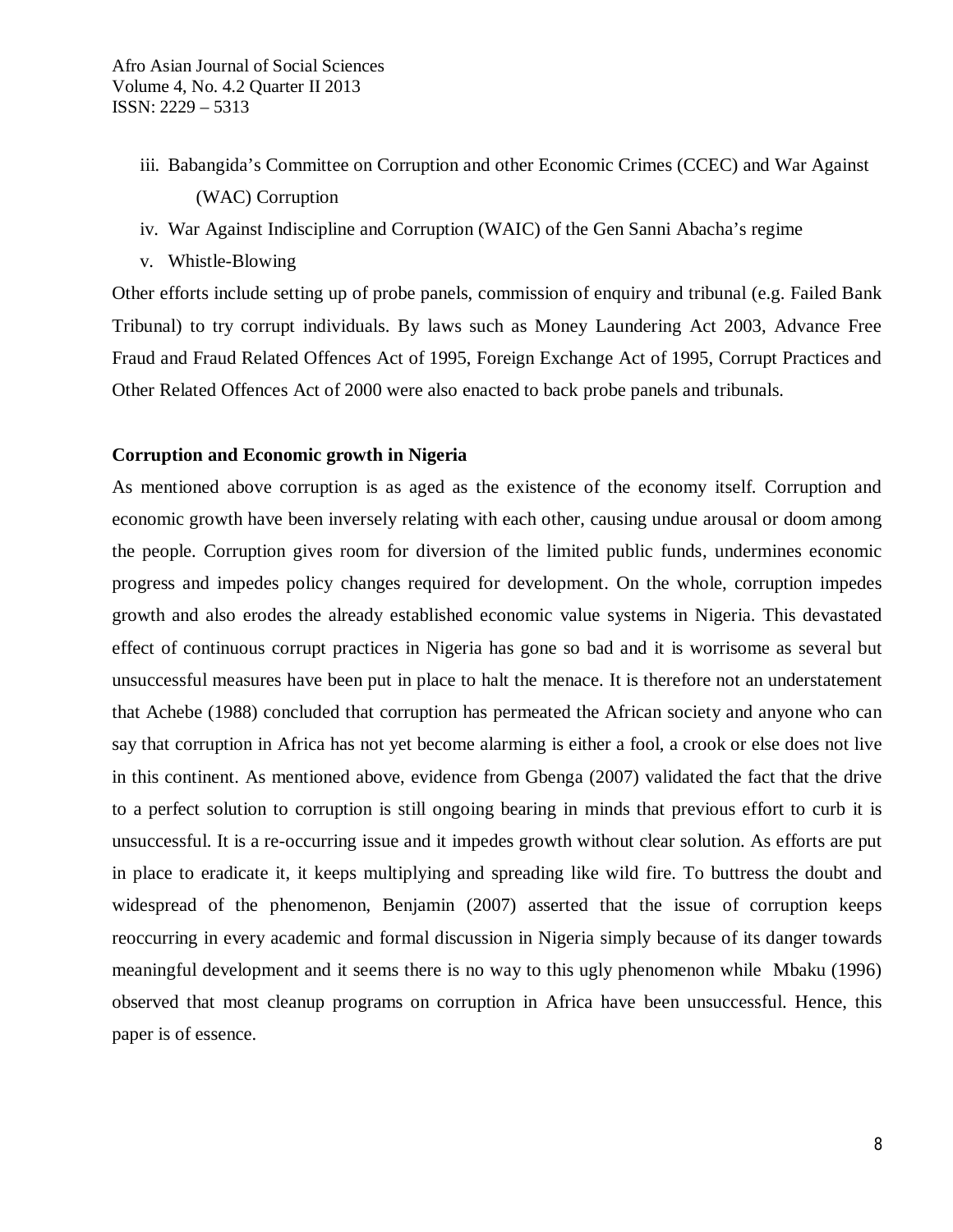iii. Babangida's Committee on Corruption and other Economic Crimes (CCEC) and War Against (WAC) Corruption
iv. War Against Indiscipline and Corruption (WAIC) of the Gen Sanni Abacha's regime
v. Whistle-Blowing

Other efforts include setting up of probe panels, commission of enquiry and tribunal (e.g. Failed Bank Tribunal) to try corrupt individuals. By laws such as Money Laundering Act 2003, Advance Free Fraud and Fraud Related Offences Act of 1995, Foreign Exchange Act of 1995, Corrupt Practices and Other Related Offences Act of 2000 were also enacted to back probe panels and tribunals.

**Corruption and Economic growth in Nigeria**

As mentioned above corruption is as aged as the existence of the economy itself. Corruption and economic growth have been inversely relating with each other, causing undue arousal or doom among the people. Corruption gives room for diversion of the limited public funds, undermines economic progress and impedes policy changes required for development. On the whole, corruption impedes growth and also erodes the already established economic value systems in Nigeria. This devastated effect of continuous corrupt practices in Nigeria has gone so bad and it is worrisome as several but unsuccessful measures have been put in place to halt the menace. It is therefore not an understatement that Achebe (1988) concluded that corruption has permeated the African society and anyone who can say that corruption in Africa has not yet become alarming is either a fool, a crook or else does not live in this continent. As mentioned above, evidence from Gbenga (2007) validated the fact that the drive to a perfect solution to corruption is still ongoing bearing in minds that previous effort to curb it is unsuccessful. It is a re-occurring issue and it impedes growth without clear solution. As efforts are put in place to eradicate it, it keeps multiplying and spreading like wild fire. To buttress the doubt and widespread of the phenomenon, Benjamin (2007) asserted that the issue of corruption keeps reoccurring in every academic and formal discussion in Nigeria simply because of its danger towards meaningful development and it seems there is no way to this ugly phenomenon while Mbaku (1996) observed that most cleanup programs on corruption in Africa have been unsuccessful. Hence, this paper is of essence.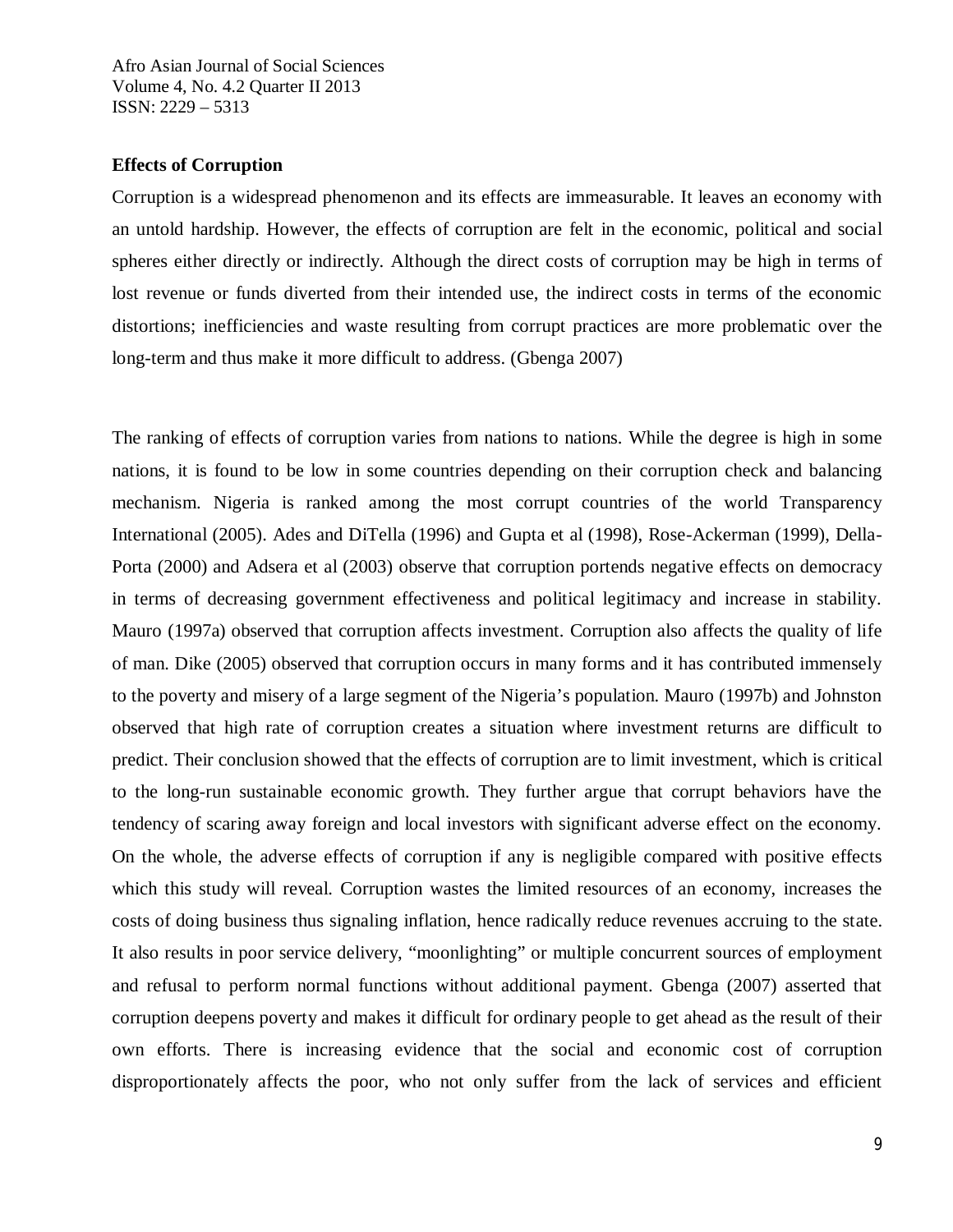**Effects of Corruption**

Corruption is a widespread phenomenon and its effects are immeasurable. It leaves an economy with an untold hardship. However, the effects of corruption are felt in the economic, political and social spheres either directly or indirectly. Although the direct costs of corruption may be high in terms of lost revenue or funds diverted from their intended use, the indirect costs in terms of the economic distortions; inefficiencies and waste resulting from corrupt practices are more problematic over the long-term and thus make it more difficult to address. (Gbenga 2007)

The ranking of effects of corruption varies from nations to nations. While the degree is high in some nations, it is found to be low in some countries depending on their corruption check and balancing mechanism. Nigeria is ranked among the most corrupt countries of the world Transparency International (2005). Ades and DiTella (1996) and Gupta et al (1998), Rose-Ackerman (1999), Della-Porta (2000) and Adsera et al (2003) observe that corruption portends negative effects on democracy in terms of decreasing government effectiveness and political legitimacy and increase in stability. Mauro (1997a) observed that corruption affects investment. Corruption also affects the quality of life of man. Dike (2005) observed that corruption occurs in many forms and it has contributed immensely to the poverty and misery of a large segment of the Nigeria's population. Mauro (1997b) and Johnston observed that high rate of corruption creates a situation where investment returns are difficult to predict. Their conclusion showed that the effects of corruption are to limit investment, which is critical to the long-run sustainable economic growth. They further argue that corrupt behaviors have the tendency of scaring away foreign and local investors with significant adverse effect on the economy. On the whole, the adverse effects of corruption if any is negligible compared with positive effects which this study will reveal. Corruption wastes the limited resources of an economy, increases the costs of doing business thus signaling inflation, hence radically reduce revenues accruing to the state. It also results in poor service delivery, "moonlighting" or multiple concurrent sources of employment and refusal to perform normal functions without additional payment. Gbenga (2007) asserted that corruption deepens poverty and makes it difficult for ordinary people to get ahead as the result of their own efforts. There is increasing evidence that the social and economic cost of corruption disproportionately affects the poor, who not only suffer from the lack of services and efficient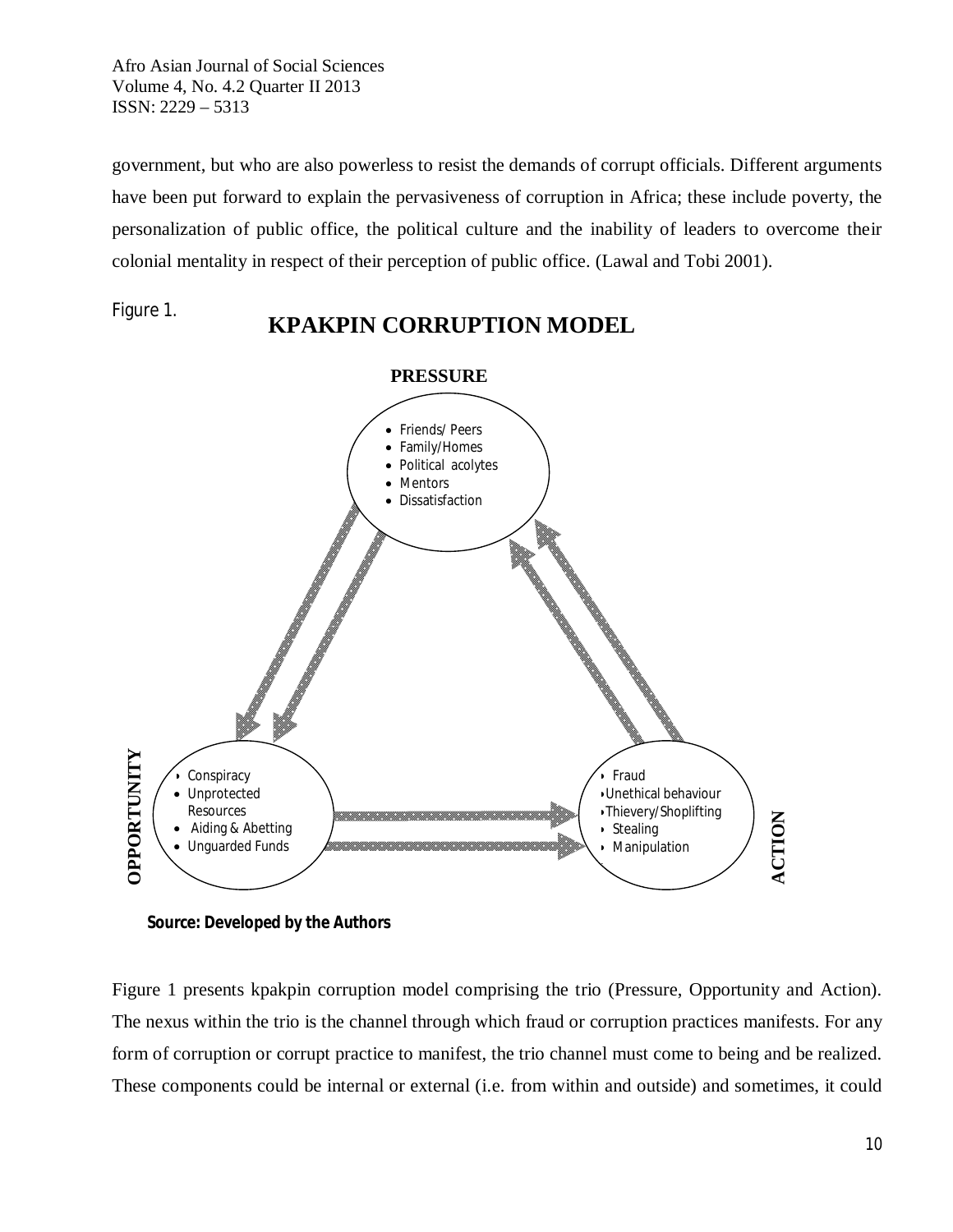government, but who are also powerless to resist the demands of corrupt officials. Different arguments have been put forward to explain the pervasiveness of corruption in Africa; these include poverty, the personalization of public office, the political culture and the inability of leaders to overcome their colonial mentality in respect of their perception of public office. (Lawal and Tobi 2001).

Figure 1.

**KPAKPIN CORRUPTION MODEL**

**PRESSURE**

- Friends/ Peers
- Family/Homes
- Political acolytes
- Mentors
- Dissatisfaction

**OPPORTUNITY**

- Conspiracy
- Unprotected Resources
- Aiding & Abetting
- Unguarded Funds

**ACTION**

- Fraud
- Unethical behaviour
- Thievery/Shoplifting
- Stealing
- Manipulation

**Source: Developed by the Authors**

Figure 1 presents kpakpin corruption model comprising the trio (Pressure, Opportunity and Action). The nexus within the trio is the channel through which fraud or corruption practices manifests. For any form of corruption or corrupt practice to manifest, the trio channel must come to being and be realized. These components could be internal or external (i.e. from within and outside) and sometimes, it could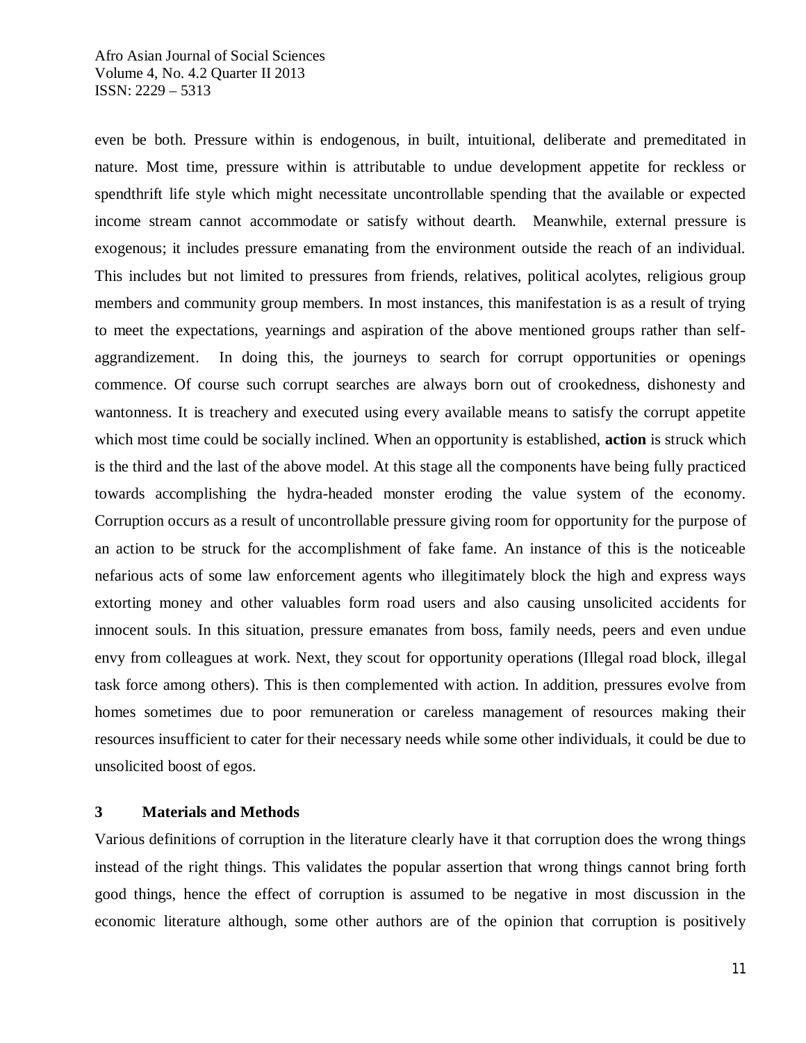even be both. Pressure within is endogenous, in built, intuitional, deliberate and premeditated in nature. Most time, pressure within is attributable to undue development appetite for reckless or spendthrift life style which might necessitate uncontrollable spending that the available or expected income stream cannot accommodate or satisfy without dearth. Meanwhile, external pressure is exogenous; it includes pressure emanating from the environment outside the reach of an individual. This includes but not limited to pressures from friends, relatives, political acolytes, religious group members and community group members. In most instances, this manifestation is as a result of trying to meet the expectations, yearnings and aspiration of the above mentioned groups rather than self-aggrandizement. In doing this, the journeys to search for corrupt opportunities or openings commence. Of course such corrupt searches are always born out of crookedness, dishonesty and wantonness. It is treachery and executed using every available means to satisfy the corrupt appetite which most time could be socially inclined. When an opportunity is established, **action** is struck which is the third and the last of the above model. At this stage all the components have being fully practiced towards accomplishing the hydra-headed monster eroding the value system of the economy. Corruption occurs as a result of uncontrollable pressure giving room for opportunity for the purpose of an action to be struck for the accomplishment of fake fame. An instance of this is the noticeable nefarious acts of some law enforcement agents who illegitimately block the high and express ways extorting money and other valuables form road users and also causing unsolicited accidents for innocent souls. In this situation, pressure emanates from boss, family needs, peers and even undue envy from colleagues at work. Next, they scout for opportunity operations (Illegal road block, illegal task force among others). This is then complemented with action. In addition, pressures evolve from homes sometimes due to poor remuneration or careless management of resources making their resources insufficient to cater for their necessary needs while some other individuals, it could be due to unsolicited boost of egos.

## 3 Materials and Methods

Various definitions of corruption in the literature clearly have it that corruption does the wrong things instead of the right things. This validates the popular assertion that wrong things cannot bring forth good things, hence the effect of corruption is assumed to be negative in most discussion in the economic literature although, some other authors are of the opinion that corruption is positively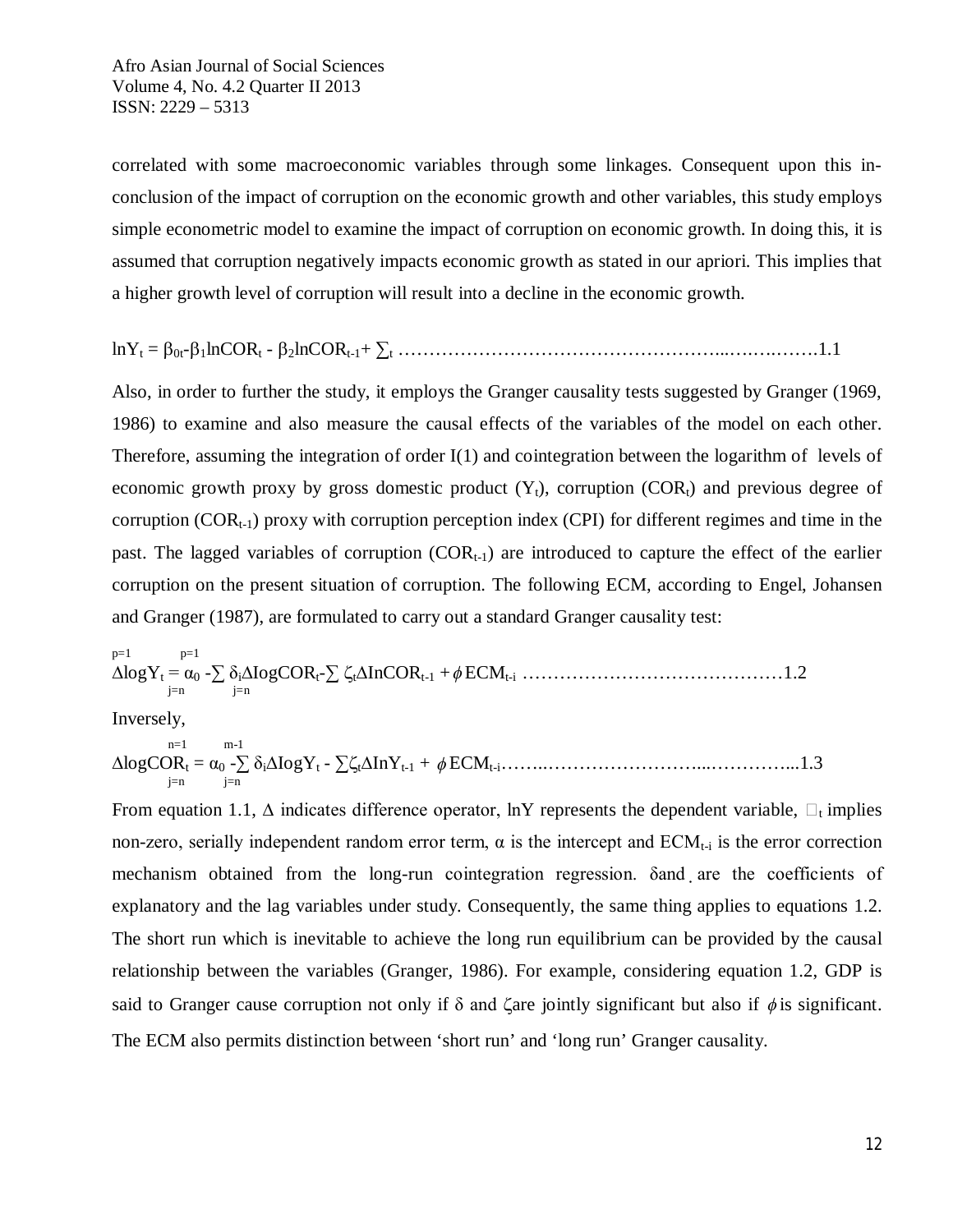correlated with some macroeconomic variables through some linkages. Consequent upon this in-conclusion of the impact of corruption on the economic growth and other variables, this study employs simple econometric model to examine the impact of corruption on economic growth. In doing this, it is assumed that corruption negatively impacts economic growth as stated in our apriori. This implies that a higher growth level of corruption will result into a decline in the economic growth.

$$\ln Y_t = \beta_{0t} - \beta_1 \ln COR_t - \beta_2 \ln COR_{t-1} + \sum_t \qquad \text{.......1.1}$$

Also, in order to further the study, it employs the Granger causality tests suggested by Granger (1969, 1986) to examine and also measure the causal effects of the variables of the model on each other. Therefore, assuming the integration of order I(1) and cointegration between the logarithm of levels of economic growth proxy by gross domestic product ($Y_t$), corruption ($COR_t$) and previous degree of corruption ($COR_{t-1}$) proxy with corruption perception index (CPI) for different regimes and time in the past. The lagged variables of corruption ($COR_{t-1}$) are introduced to capture the effect of the earlier corruption on the present situation of corruption. The following ECM, according to Engel, Johansen and Granger (1987), are formulated to carry out a standard Granger causality test:

$$\Delta \log Y_t = \alpha_0 - \sum_{j=n}^{p=1} \delta_i \Delta \mathrm{Iog} COR_t - \sum_{j=n}^{p=1} \zeta_t \Delta \mathrm{In} COR_{t-1} + \phi ECM_{t-i} \qquad \text{.......1.2}$$

Inversely,

$$\Delta \log COR_t = \alpha_0 - \sum_{j=n}^{n=1} \delta_i \Delta \mathrm{Iog} Y_t - \sum_{j=n}^{m-1} \zeta_t \Delta \mathrm{In} Y_{t-1} + \phi ECM_{t-i} \qquad \text{.......1.3}$$

From equation 1.1, $\Delta$ indicates difference operator, lnY represents the dependent variable, $\square_t$ implies non-zero, serially independent random error term, $\alpha$ is the intercept and $ECM_{t-i}$ is the error correction mechanism obtained from the long-run cointegration regression. $\delta$and . are the coefficients of explanatory and the lag variables under study. Consequently, the same thing applies to equations 1.2. The short run which is inevitable to achieve the long run equilibrium can be provided by the causal relationship between the variables (Granger, 1986). For example, considering equation 1.2, GDP is said to Granger cause corruption not only if $\delta$ and $\zeta$are jointly significant but also if $\phi$ is significant. The ECM also permits distinction between 'short run' and 'long run' Granger causality.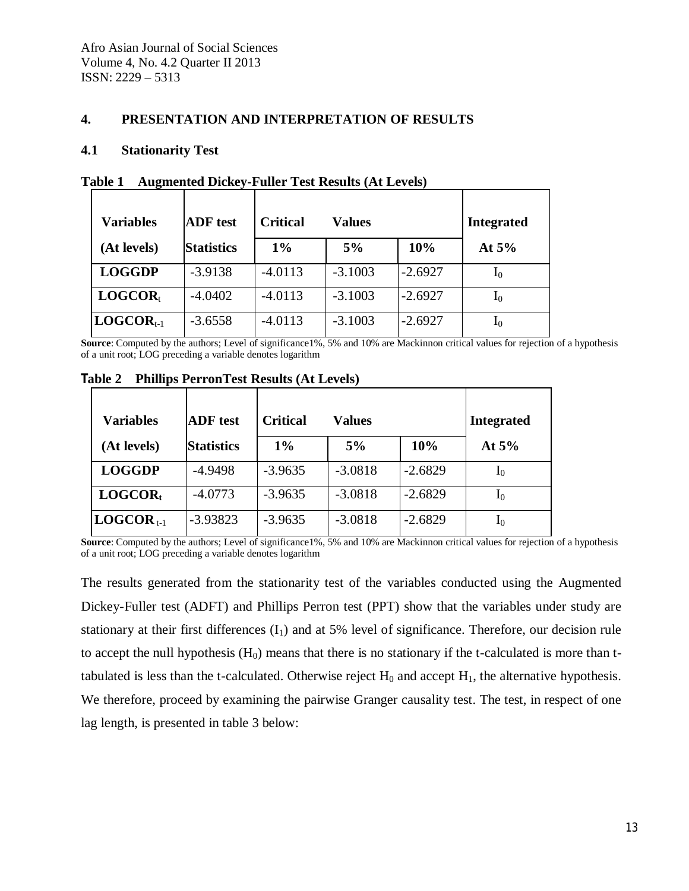## 4. PRESENTATION AND INTERPRETATION OF RESULTS

### 4.1 Stationarity Test

**Table 1 Augmented Dickey-Fuller Test Results (At Levels)**

| Variables (At levels) | ADF test Statistics | Critical Values 1% | 5% | 10% | Integrated At 5% |
|---|---|---|---|---|---|
| **LOGGDP** | -3.9138 | -4.0113 | -3.1003 | -2.6927 | $I_0$ |
| **$LOGCOR_t$** | -4.0402 | -4.0113 | -3.1003 | -2.6927 | $I_0$ |
| **$LOGCOR_{t-1}$** | -3.6558 | -4.0113 | -3.1003 | -2.6927 | $I_0$ |

**Source**: Computed by the authors; Level of significance1%, 5% and 10% are Mackinnon critical values for rejection of a hypothesis of a unit root; LOG preceding a variable denotes logarithm

**Table 2 Phillips PerronTest Results (At Levels)**

| Variables (At levels) | ADF test Statistics | Critical Values 1% | 5% | 10% | Integrated At 5% |
|---|---|---|---|---|---|
| **LOGGDP** | -4.9498 | -3.9635 | -3.0818 | -2.6829 | $I_0$ |
| **$LOGCOR_t$** | -4.0773 | -3.9635 | -3.0818 | -2.6829 | $I_0$ |
| **$LOGCOR_{t-1}$** | -3.93823 | -3.9635 | -3.0818 | -2.6829 | $I_0$ |

**Source**: Computed by the authors; Level of significance1%, 5% and 10% are Mackinnon critical values for rejection of a hypothesis of a unit root; LOG preceding a variable denotes logarithm

The results generated from the stationarity test of the variables conducted using the Augmented Dickey-Fuller test (ADFT) and Phillips Perron test (PPT) show that the variables under study are stationary at their first differences ($I_1$) and at 5% level of significance. Therefore, our decision rule to accept the null hypothesis ($H_0$) means that there is no stationary if the t-calculated is more than t-tabulated is less than the t-calculated. Otherwise reject $H_0$ and accept $H_1$, the alternative hypothesis. We therefore, proceed by examining the pairwise Granger causality test. The test, in respect of one lag length, is presented in table 3 below: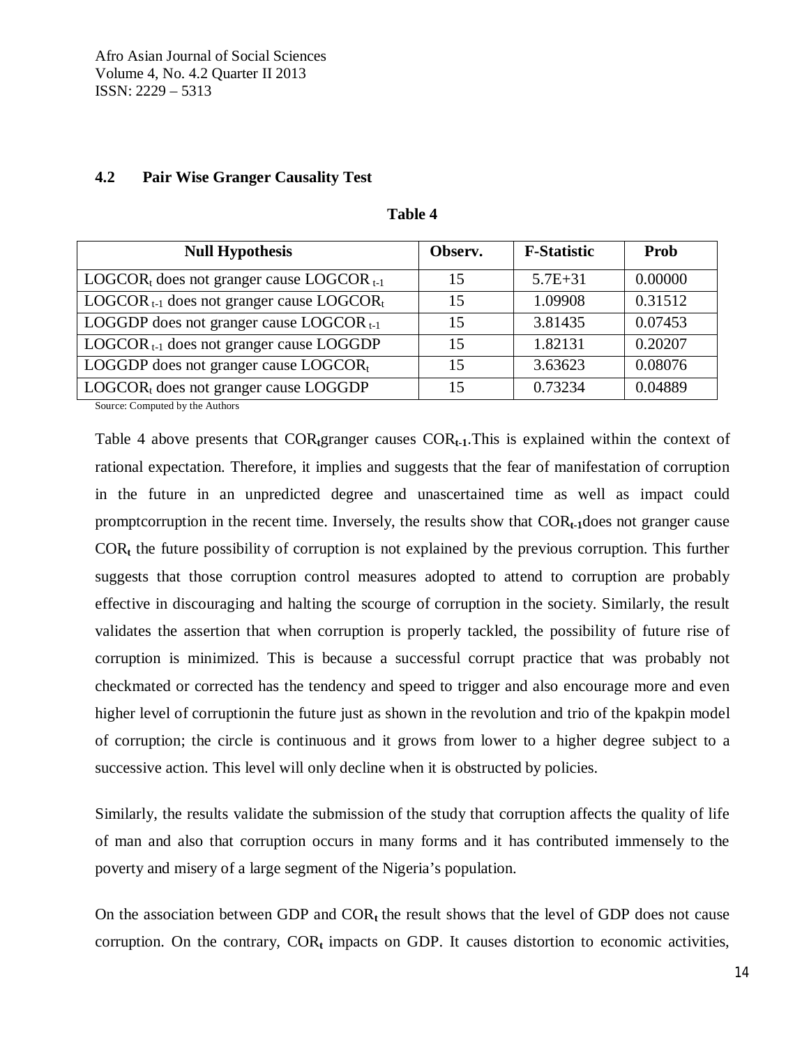### 4.2 Pair Wise Granger Causality Test

**Table 4**

| **Null Hypothesis** | **Observ.** | **F-Statistic** | **Prob** |
|---|---|---|---|
| $LOGCOR_t$ does not granger cause $LOGCOR_{t-1}$ | 15 | 5.7E+31 | 0.00000 |
| $LOGCOR_{t-1}$ does not granger cause $LOGCOR_t$ | 15 | 1.09908 | 0.31512 |
| LOGGDP does not granger cause $LOGCOR_{t-1}$ | 15 | 3.81435 | 0.07453 |
| $LOGCOR_{t-1}$ does not granger cause LOGGDP | 15 | 1.82131 | 0.20207 |
| LOGGDP does not granger cause $LOGCOR_t$ | 15 | 3.63623 | 0.08076 |
| $LOGCOR_t$ does not granger cause LOGGDP | 15 | 0.73234 | 0.04889 |

Source: Computed by the Authors

Table 4 above presents that $COR_t$granger causes $COR_{t-1}$.This is explained within the context of rational expectation. Therefore, it implies and suggests that the fear of manifestation of corruption in the future in an unpredicted degree and unascertained time as well as impact could promptcorruption in the recent time. Inversely, the results show that $COR_{t-1}$does not granger cause $COR_t$ the future possibility of corruption is not explained by the previous corruption. This further suggests that those corruption control measures adopted to attend to corruption are probably effective in discouraging and halting the scourge of corruption in the society. Similarly, the result validates the assertion that when corruption is properly tackled, the possibility of future rise of corruption is minimized. This is because a successful corrupt practice that was probably not checkmated or corrected has the tendency and speed to trigger and also encourage more and even higher level of corruptionin the future just as shown in the revolution and trio of the kpakpin model of corruption; the circle is continuous and it grows from lower to a higher degree subject to a successive action. This level will only decline when it is obstructed by policies.

Similarly, the results validate the submission of the study that corruption affects the quality of life of man and also that corruption occurs in many forms and it has contributed immensely to the poverty and misery of a large segment of the Nigeria's population.

On the association between GDP and $COR_t$ the result shows that the level of GDP does not cause corruption. On the contrary, $COR_t$ impacts on GDP. It causes distortion to economic activities,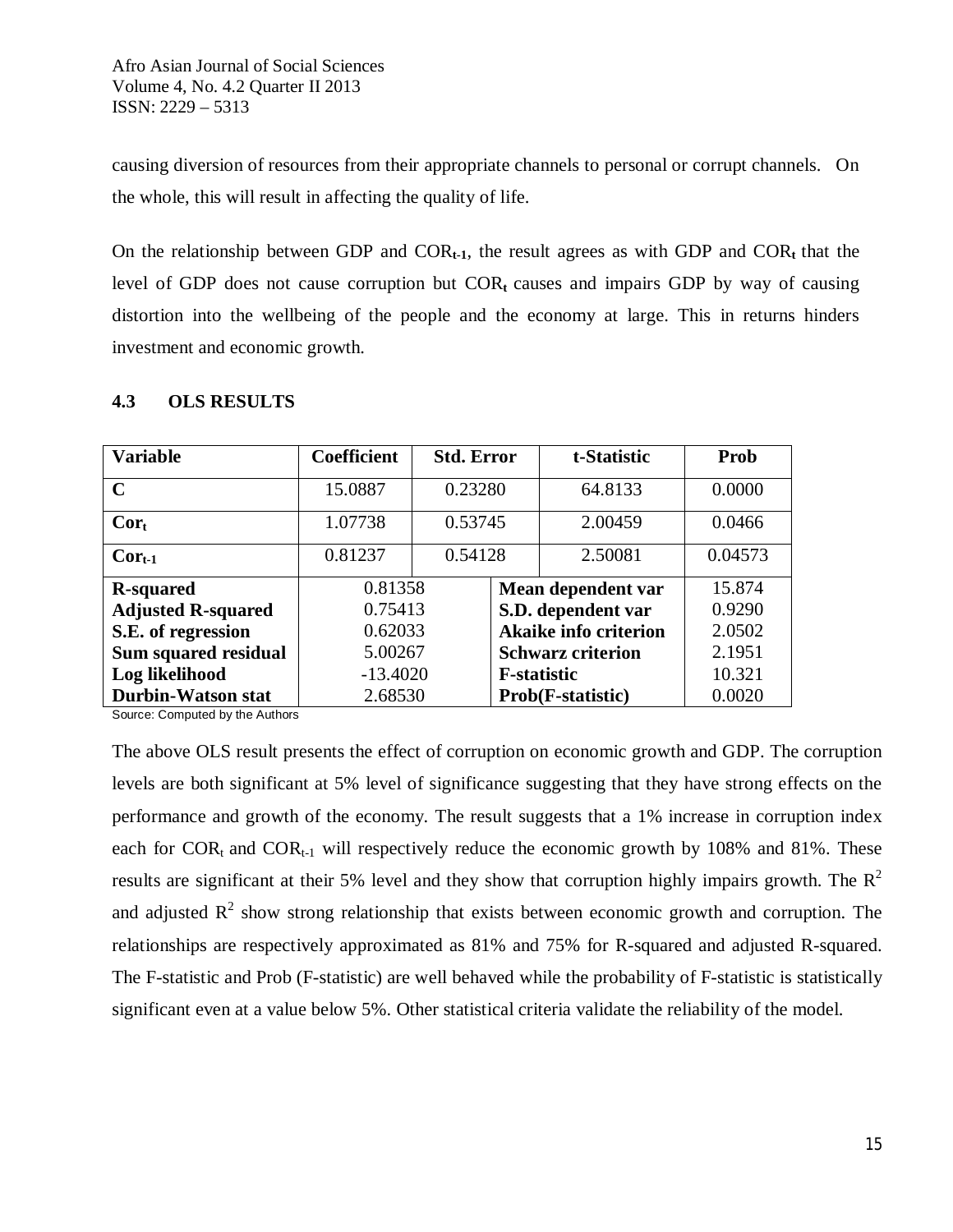causing diversion of resources from their appropriate channels to personal or corrupt channels. On the whole, this will result in affecting the quality of life.

On the relationship between GDP and $COR_{t-1}$, the result agrees as with GDP and $COR_t$ that the level of GDP does not cause corruption but $COR_t$ causes and impairs GDP by way of causing distortion into the wellbeing of the people and the economy at large. This in returns hinders investment and economic growth.

### 4.3 OLS RESULTS

| Variable | Coefficient | Std. Error | t-Statistic | Prob |
|---|---|---|---|---|
| **C** | 15.0887 | 0.23280 | 64.8133 | 0.0000 |
| **$Cor_t$** | 1.07738 | 0.53745 | 2.00459 | 0.0466 |
| **$Cor_{t-1}$** | 0.81237 | 0.54128 | 2.50081 | 0.04573 |
| **R-squared** | 0.81358 | | **Mean dependent var** | 15.874 |
| **Adjusted R-squared** | 0.75413 | | **S.D. dependent var** | 0.9290 |
| **S.E. of regression** | 0.62033 | | **Akaike info criterion** | 2.0502 |
| **Sum squared residual** | 5.00267 | | **Schwarz criterion** | 2.1951 |
| **Log likelihood** | -13.4020 | | **F-statistic** | 10.321 |
| **Durbin-Watson stat** | 2.68530 | | **Prob(F-statistic)** | 0.0020 |

Source: Computed by the Authors

The above OLS result presents the effect of corruption on economic growth and GDP. The corruption levels are both significant at 5% level of significance suggesting that they have strong effects on the performance and growth of the economy. The result suggests that a 1% increase in corruption index each for $COR_t$ and $COR_{t-1}$ will respectively reduce the economic growth by 108% and 81%. These results are significant at their 5% level and they show that corruption highly impairs growth. The $R^2$ and adjusted $R^2$ show strong relationship that exists between economic growth and corruption. The relationships are respectively approximated as 81% and 75% for R-squared and adjusted R-squared. The F-statistic and Prob (F-statistic) are well behaved while the probability of F-statistic is statistically significant even at a value below 5%. Other statistical criteria validate the reliability of the model.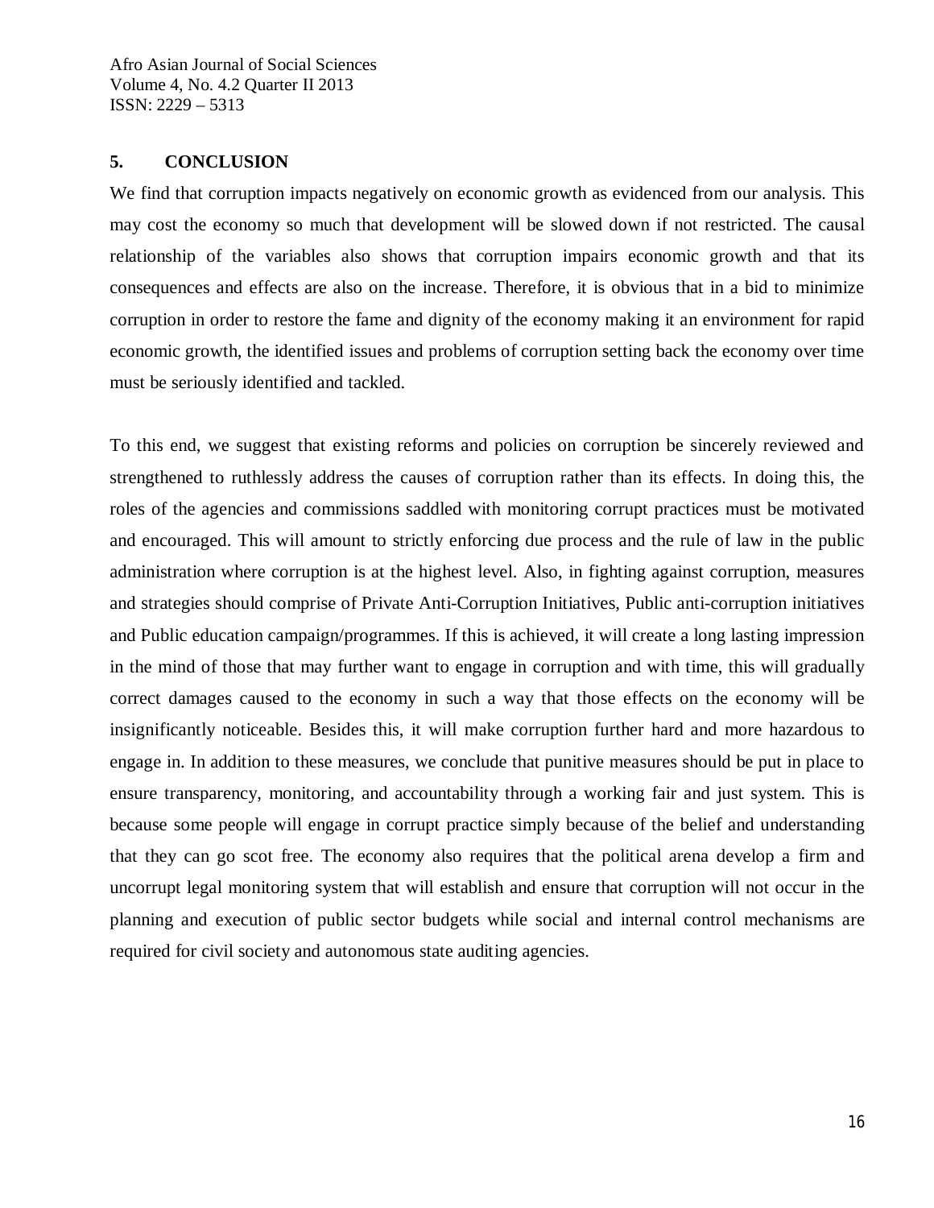## 5. CONCLUSION

We find that corruption impacts negatively on economic growth as evidenced from our analysis. This may cost the economy so much that development will be slowed down if not restricted. The causal relationship of the variables also shows that corruption impairs economic growth and that its consequences and effects are also on the increase. Therefore, it is obvious that in a bid to minimize corruption in order to restore the fame and dignity of the economy making it an environment for rapid economic growth, the identified issues and problems of corruption setting back the economy over time must be seriously identified and tackled.

To this end, we suggest that existing reforms and policies on corruption be sincerely reviewed and strengthened to ruthlessly address the causes of corruption rather than its effects. In doing this, the roles of the agencies and commissions saddled with monitoring corrupt practices must be motivated and encouraged. This will amount to strictly enforcing due process and the rule of law in the public administration where corruption is at the highest level. Also, in fighting against corruption, measures and strategies should comprise of Private Anti-Corruption Initiatives, Public anti-corruption initiatives and Public education campaign/programmes. If this is achieved, it will create a long lasting impression in the mind of those that may further want to engage in corruption and with time, this will gradually correct damages caused to the economy in such a way that those effects on the economy will be insignificantly noticeable. Besides this, it will make corruption further hard and more hazardous to engage in. In addition to these measures, we conclude that punitive measures should be put in place to ensure transparency, monitoring, and accountability through a working fair and just system. This is because some people will engage in corrupt practice simply because of the belief and understanding that they can go scot free. The economy also requires that the political arena develop a firm and uncorrupt legal monitoring system that will establish and ensure that corruption will not occur in the planning and execution of public sector budgets while social and internal control mechanisms are required for civil society and autonomous state auditing agencies.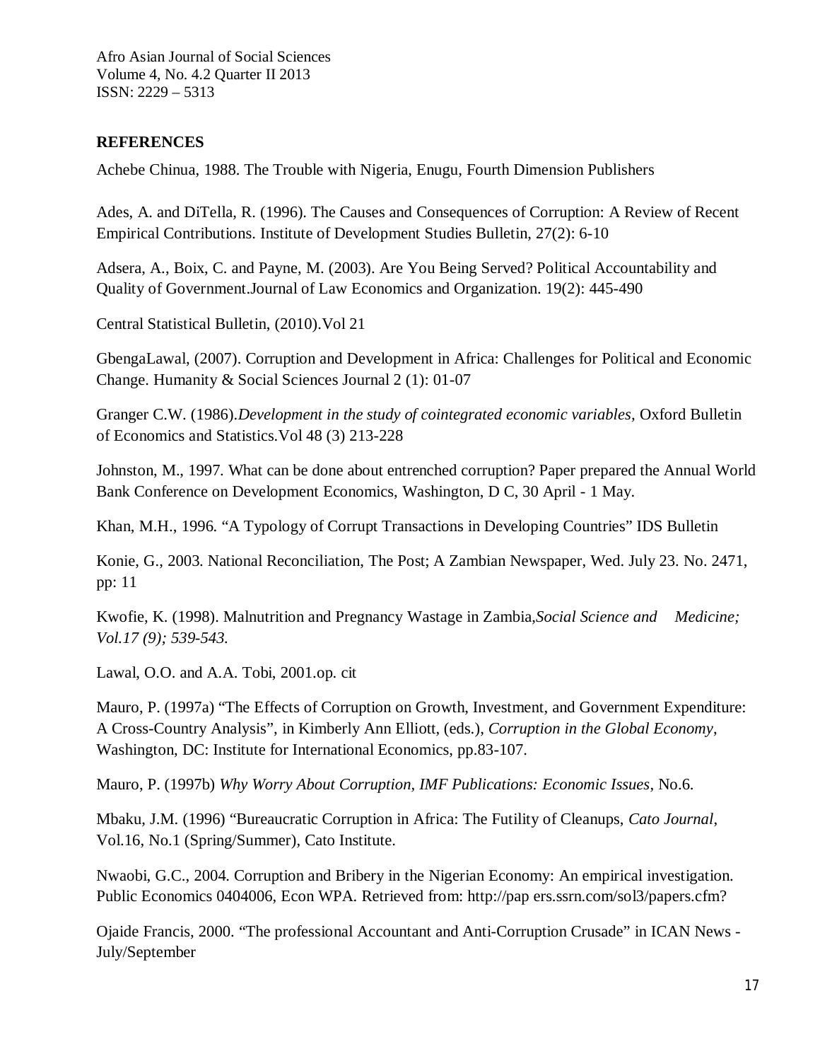## REFERENCES

Achebe Chinua, 1988. The Trouble with Nigeria, Enugu, Fourth Dimension Publishers

Ades, A. and DiTella, R. (1996). The Causes and Consequences of Corruption: A Review of Recent Empirical Contributions. Institute of Development Studies Bulletin, 27(2): 6-10

Adsera, A., Boix, C. and Payne, M. (2003). Are You Being Served? Political Accountability and Quality of Government.Journal of Law Economics and Organization. 19(2): 445-490

Central Statistical Bulletin, (2010).Vol 21

GbengaLawal, (2007). Corruption and Development in Africa: Challenges for Political and Economic Change. Humanity & Social Sciences Journal 2 (1): 01-07

Granger C.W. (1986).*Development in the study of cointegrated economic variables,* Oxford Bulletin of Economics and Statistics.Vol 48 (3) 213-228

Johnston, M., 1997. What can be done about entrenched corruption? Paper prepared the Annual World Bank Conference on Development Economics, Washington, D C, 30 April - 1 May.

Khan, M.H., 1996. "A Typology of Corrupt Transactions in Developing Countries" IDS Bulletin

Konie, G., 2003. National Reconciliation, The Post; A Zambian Newspaper, Wed. July 23. No. 2471, pp: 11

Kwofie, K. (1998). Malnutrition and Pregnancy Wastage in Zambia,*Social Science and Medicine; Vol.17 (9); 539-543.*

Lawal, O.O. and A.A. Tobi, 2001.op. cit

Mauro, P. (1997a) "The Effects of Corruption on Growth, Investment, and Government Expenditure: A Cross-Country Analysis", in Kimberly Ann Elliott, (eds.), *Corruption in the Global Economy*, Washington, DC: Institute for International Economics, pp.83-107.

Mauro, P. (1997b) *Why Worry About Corruption, IMF Publications: Economic Issues*, No.6.

Mbaku, J.M. (1996) "Bureaucratic Corruption in Africa: The Futility of Cleanups, *Cato Journal*, Vol.16, No.1 (Spring/Summer), Cato Institute.

Nwaobi, G.C., 2004. Corruption and Bribery in the Nigerian Economy: An empirical investigation. Public Economics 0404006, Econ WPA. Retrieved from: http://pap ers.ssrn.com/sol3/papers.cfm?

Ojaide Francis, 2000. "The professional Accountant and Anti-Corruption Crusade" in ICAN News - July/September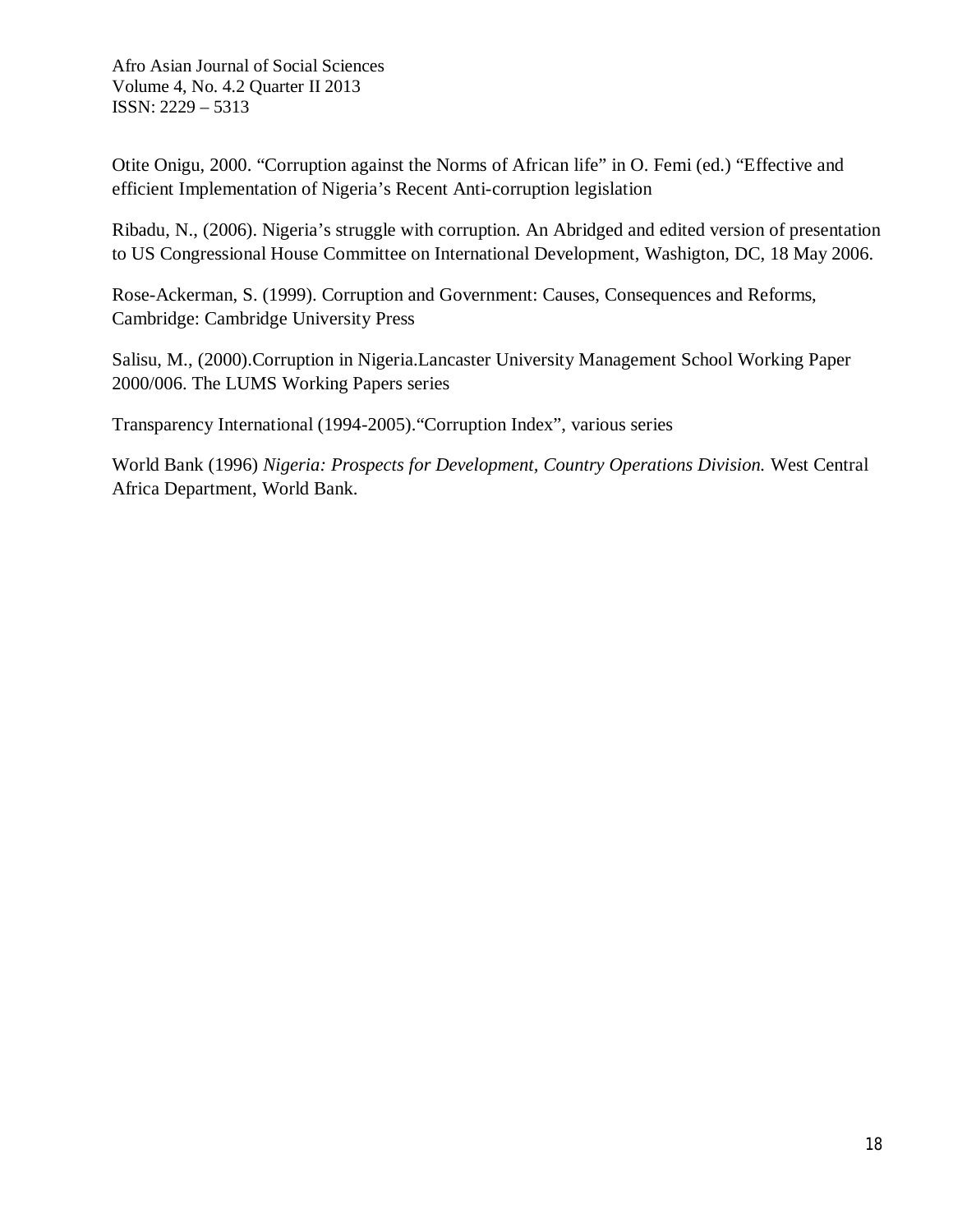Otite Onigu, 2000. “Corruption against the Norms of African life” in O. Femi (ed.) “Effective and efficient Implementation of Nigeria’s Recent Anti-corruption legislation

Ribadu, N., (2006). Nigeria’s struggle with corruption. An Abridged and edited version of presentation to US Congressional House Committee on International Development, Washigton, DC, 18 May 2006.

Rose-Ackerman, S. (1999). Corruption and Government: Causes, Consequences and Reforms, Cambridge: Cambridge University Press

Salisu, M., (2000).Corruption in Nigeria.Lancaster University Management School Working Paper 2000/006. The LUMS Working Papers series

Transparency International (1994-2005).“Corruption Index”, various series

World Bank (1996) *Nigeria: Prospects for Development, Country Operations Division.* West Central Africa Department, World Bank.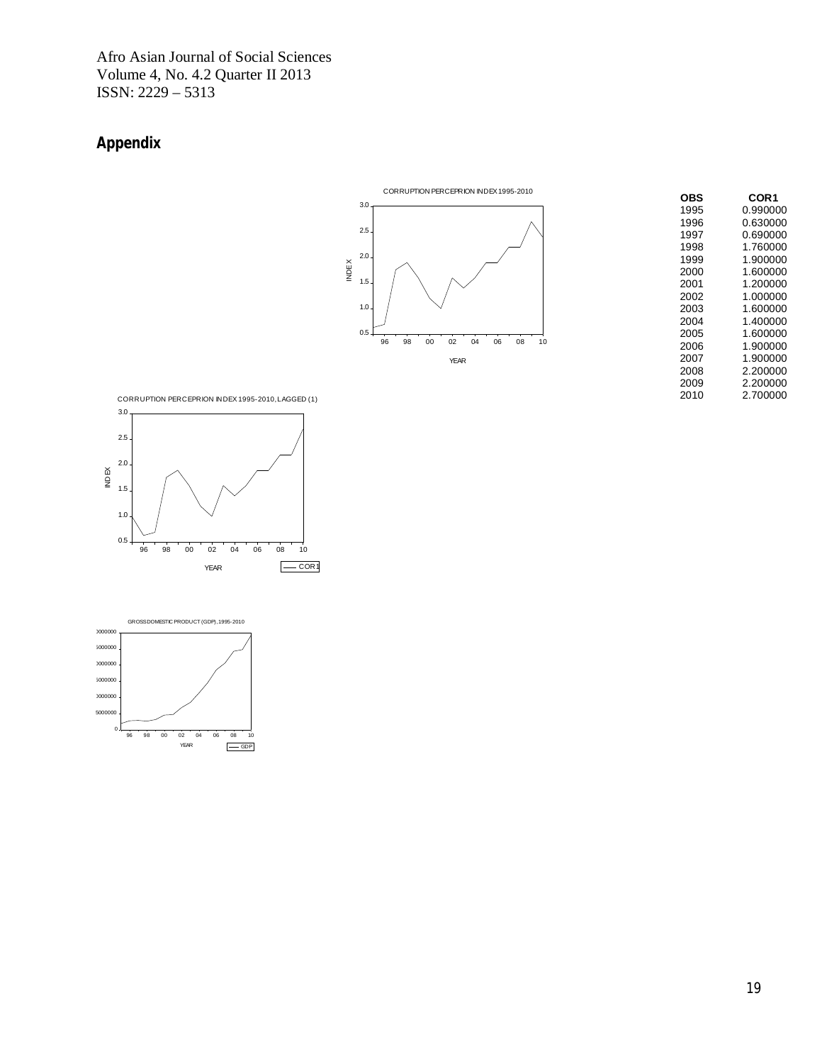## Appendix

CORRUPTION PERCEPRION INDEX 1995-2010

3.0
2.5
2.0
1.5
1.0
0.5

INDEX

96 98 00 02 04 06 08 10

YEAR

| OBS | COR1 |
|---|---|
| 1995 | 0.990000 |
| 1996 | 0.630000 |
| 1997 | 0.690000 |
| 1998 | 1.760000 |
| 1999 | 1.900000 |
| 2000 | 1.600000 |
| 2001 | 1.200000 |
| 2002 | 1.000000 |
| 2003 | 1.600000 |
| 2004 | 1.400000 |
| 2005 | 1.600000 |
| 2006 | 1.900000 |
| 2007 | 1.900000 |
| 2008 | 2.200000 |
| 2009 | 2.200000 |
| 2010 | 2.700000 |

CORRUPTION PERCEPRION INDEX 1995-2010, LAGGED (1)

3.0
2.5
2.0
1.5
1.0
0.5

INDEX

96 98 00 02 04 06 08 10

YEAR

COR1

GROSS DOMESTIC PRODUCT (GDP), 1995-2010

0000000
5000000
0000000
5000000
0000000
5000000
0

96 98 00 02 04 06 08 10

YEAR

GDP